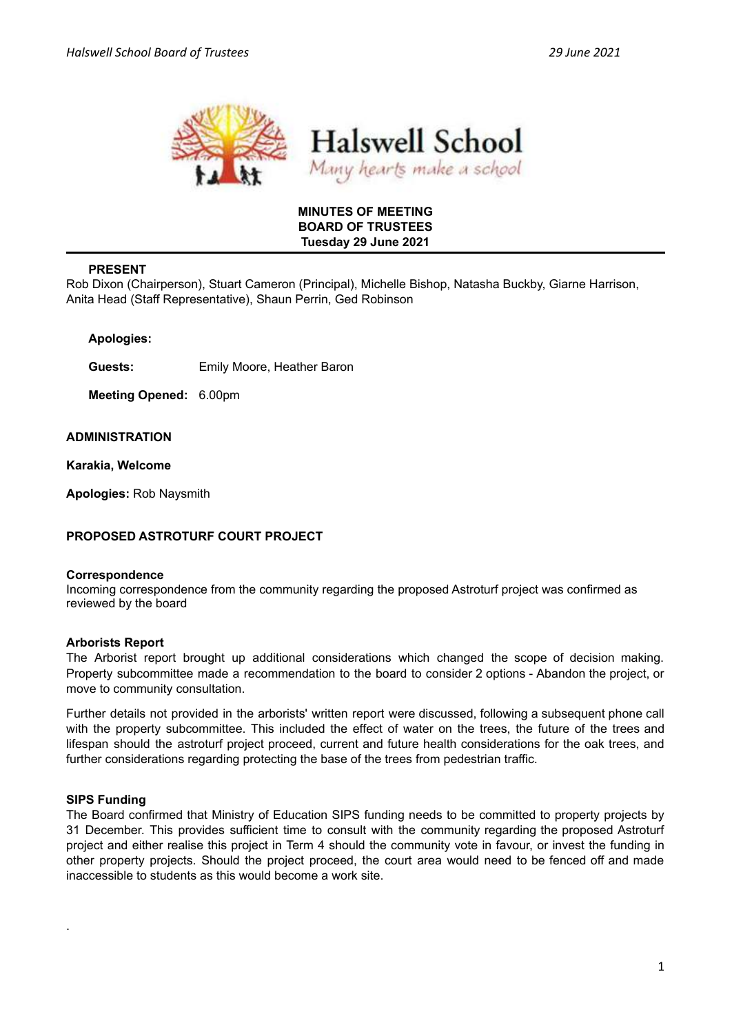**MINUTES OF MEETING**
**BOARD OF TRUSTEES**
**Tuesday 29 June 2021**

**PRESENT**

Rob Dixon (Chairperson), Stuart Cameron (Principal), Michelle Bishop, Natasha Buckby, Giarne Harrison, Anita Head (Staff Representative), Shaun Perrin, Ged Robinson

**Apologies:**

**Guests:** Emily Moore, Heather Baron

**Meeting Opened:** 6.00pm

**ADMINISTRATION**

**Karakia, Welcome**

**Apologies:** Rob Naysmith

**PROPOSED ASTROTURF COURT PROJECT**

**Correspondence**

Incoming correspondence from the community regarding the proposed Astroturf project was confirmed as reviewed by the board

**Arborists Report**

The Arborist report brought up additional considerations which changed the scope of decision making. Property subcommittee made a recommendation to the board to consider 2 options - Abandon the project, or move to community consultation.

Further details not provided in the arborists' written report were discussed, following a subsequent phone call with the property subcommittee. This included the effect of water on the trees, the future of the trees and lifespan should the astroturf project proceed, current and future health considerations for the oak trees, and further considerations regarding protecting the base of the trees from pedestrian traffic.

**SIPS Funding**

The Board confirmed that Ministry of Education SIPS funding needs to be committed to property projects by 31 December. This provides sufficient time to consult with the community regarding the proposed Astroturf project and either realise this project in Term 4 should the community vote in favour, or invest the funding in other property projects. Should the project proceed, the court area would need to be fenced off and made inaccessible to students as this would become a work site.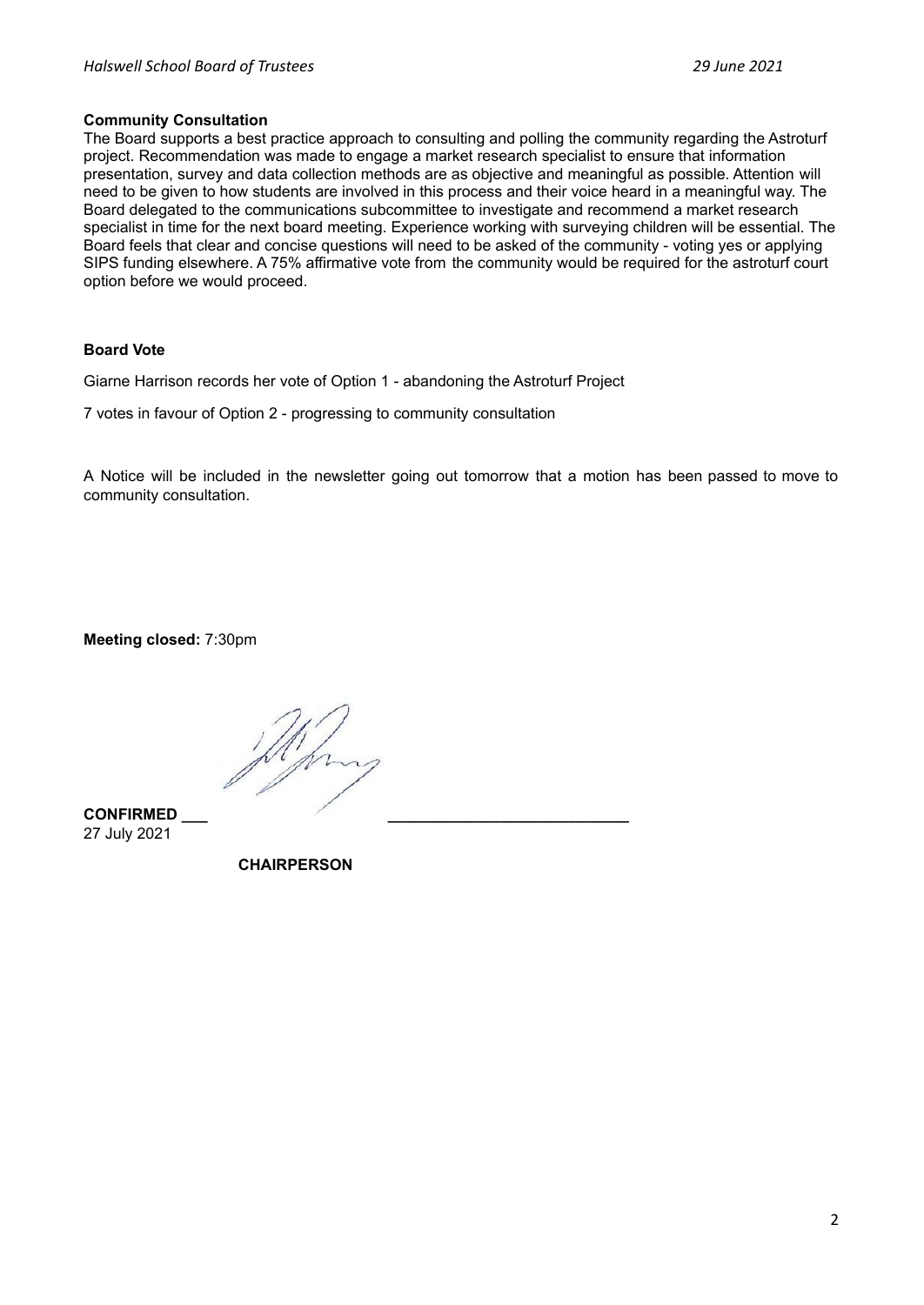**Community Consultation**

The Board supports a best practice approach to consulting and polling the community regarding the Astroturf project. Recommendation was made to engage a market research specialist to ensure that information presentation, survey and data collection methods are as objective and meaningful as possible. Attention will need to be given to how students are involved in this process and their voice heard in a meaningful way. The Board delegated to the communications subcommittee to investigate and recommend a market research specialist in time for the next board meeting. Experience working with surveying children will be essential. The Board feels that clear and concise questions will need to be asked of the community - voting yes or applying SIPS funding elsewhere. A 75% affirmative vote from the community would be required for the astroturf court option before we would proceed.

**Board Vote**

Giarne Harrison records her vote of Option 1 - abandoning the Astroturf Project

7 votes in favour of Option 2 - progressing to community consultation

A Notice will be included in the newsletter going out tomorrow that a motion has been passed to move to community consultation.

**Meeting closed:** 7:30pm

**CONFIRMED** ___ ___________________________
27 July 2021

**CHAIRPERSON**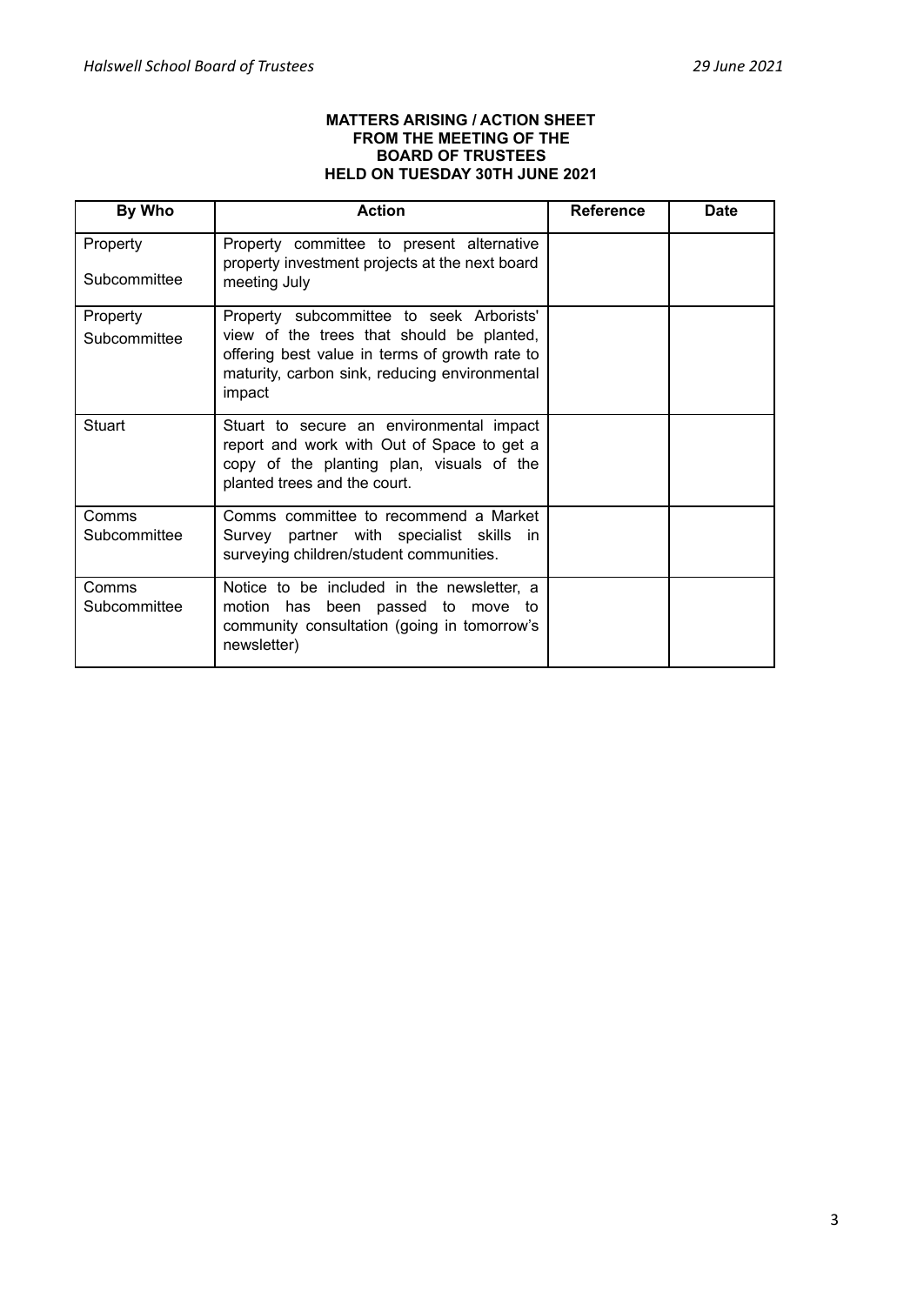**MATTERS ARISING / ACTION SHEET**
**FROM THE MEETING OF THE**
**BOARD OF TRUSTEES**
**HELD ON TUESDAY 30TH JUNE 2021**

| By Who | Action | Reference | Date |
|---|---|---|---|
| Property Subcommittee | Property committee to present alternative property investment projects at the next board meeting July | | |
| Property Subcommittee | Property subcommittee to seek Arborists' view of the trees that should be planted, offering best value in terms of growth rate to maturity, carbon sink, reducing environmental impact | | |
| Stuart | Stuart to secure an environmental impact report and work with Out of Space to get a copy of the planting plan, visuals of the planted trees and the court. | | |
| Comms Subcommittee | Comms committee to recommend a Market Survey partner with specialist skills in surveying children/student communities. | | |
| Comms Subcommittee | Notice to be included in the newsletter, a motion has been passed to move to community consultation (going in tomorrow's newsletter) | | |